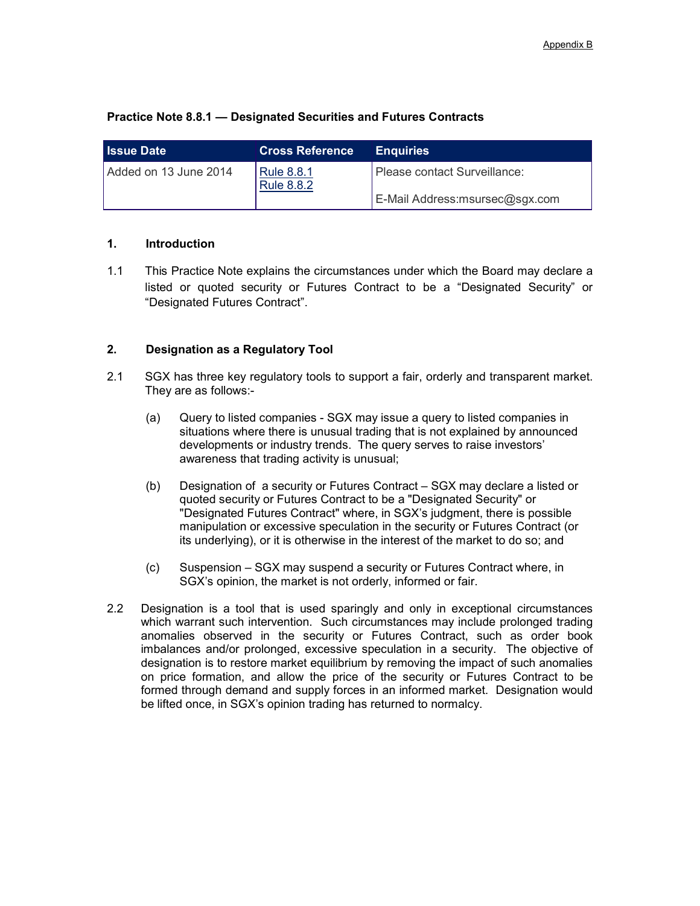Appendix B

## Practice Note 8.8.1 — Designated Securities and Futures Contracts

| Issue Date | Cross Reference | Enquiries |
| --- | --- | --- |
| Added on 13 June 2014 | Rule 8.8.1<br>Rule 8.8.2 | Please contact Surveillance:<br><br>E-Mail Address:msursec@sgx.com |

### 1. Introduction

1.1 This Practice Note explains the circumstances under which the Board may declare a listed or quoted security or Futures Contract to be a "Designated Security" or "Designated Futures Contract".

### 2. Designation as a Regulatory Tool

2.1 SGX has three key regulatory tools to support a fair, orderly and transparent market. They are as follows:-

(a) Query to listed companies - SGX may issue a query to listed companies in situations where there is unusual trading that is not explained by announced developments or industry trends. The query serves to raise investors' awareness that trading activity is unusual;

(b) Designation of a security or Futures Contract – SGX may declare a listed or quoted security or Futures Contract to be a "Designated Security" or "Designated Futures Contract" where, in SGX's judgment, there is possible manipulation or excessive speculation in the security or Futures Contract (or its underlying), or it is otherwise in the interest of the market to do so; and

(c) Suspension – SGX may suspend a security or Futures Contract where, in SGX's opinion, the market is not orderly, informed or fair.

2.2 Designation is a tool that is used sparingly and only in exceptional circumstances which warrant such intervention. Such circumstances may include prolonged trading anomalies observed in the security or Futures Contract, such as order book imbalances and/or prolonged, excessive speculation in a security. The objective of designation is to restore market equilibrium by removing the impact of such anomalies on price formation, and allow the price of the security or Futures Contract to be formed through demand and supply forces in an informed market. Designation would be lifted once, in SGX's opinion trading has returned to normalcy.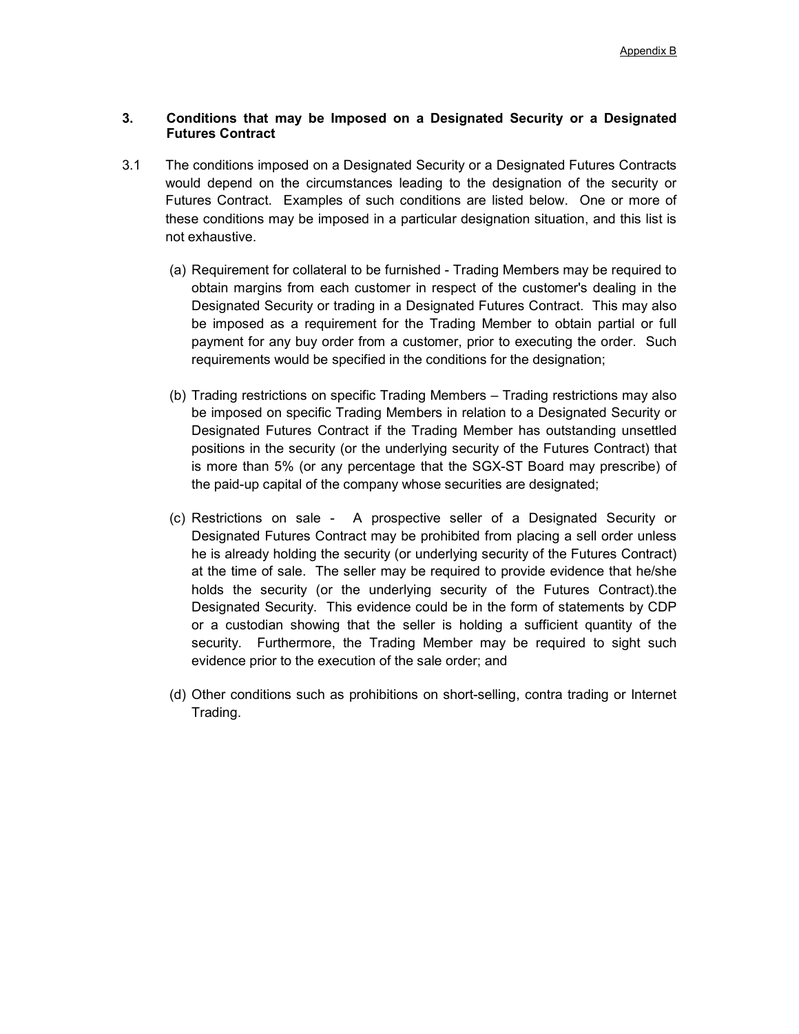Appendix B

### 3. Conditions that may be Imposed on a Designated Security or a Designated Futures Contract

3.1 The conditions imposed on a Designated Security or a Designated Futures Contracts would depend on the circumstances leading to the designation of the security or Futures Contract. Examples of such conditions are listed below. One or more of these conditions may be imposed in a particular designation situation, and this list is not exhaustive.

(a) Requirement for collateral to be furnished - Trading Members may be required to obtain margins from each customer in respect of the customer's dealing in the Designated Security or trading in a Designated Futures Contract. This may also be imposed as a requirement for the Trading Member to obtain partial or full payment for any buy order from a customer, prior to executing the order. Such requirements would be specified in the conditions for the designation;

(b) Trading restrictions on specific Trading Members – Trading restrictions may also be imposed on specific Trading Members in relation to a Designated Security or Designated Futures Contract if the Trading Member has outstanding unsettled positions in the security (or the underlying security of the Futures Contract) that is more than 5% (or any percentage that the SGX-ST Board may prescribe) of the paid-up capital of the company whose securities are designated;

(c) Restrictions on sale - A prospective seller of a Designated Security or Designated Futures Contract may be prohibited from placing a sell order unless he is already holding the security (or underlying security of the Futures Contract) at the time of sale. The seller may be required to provide evidence that he/she holds the security (or the underlying security of the Futures Contract).the Designated Security. This evidence could be in the form of statements by CDP or a custodian showing that the seller is holding a sufficient quantity of the security. Furthermore, the Trading Member may be required to sight such evidence prior to the execution of the sale order; and

(d) Other conditions such as prohibitions on short-selling, contra trading or Internet Trading.